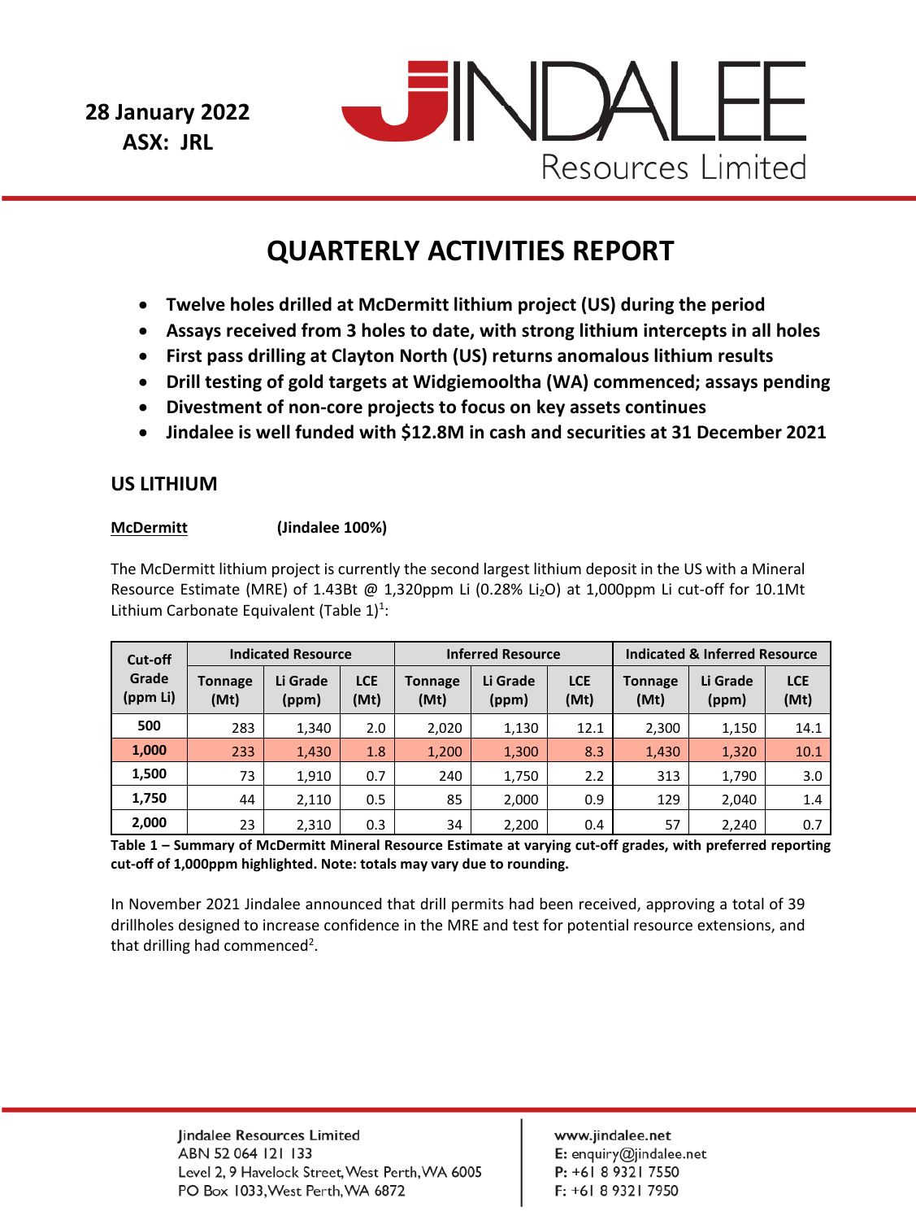**28 January 2022**
**ASX: JRL**

JINDALEE Resources Limited

# QUARTERLY ACTIVITIES REPORT

- **Twelve holes drilled at McDermitt lithium project (US) during the period**
- **Assays received from 3 holes to date, with strong lithium intercepts in all holes**
- **First pass drilling at Clayton North (US) returns anomalous lithium results**
- **Drill testing of gold targets at Widgiemooltha (WA) commenced; assays pending**
- **Divestment of non-core projects to focus on key assets continues**
- **Jindalee is well funded with $12.8M in cash and securities at 31 December 2021**

## US LITHIUM

**McDermitt** **(Jindalee 100%)**

The McDermitt lithium project is currently the second largest lithium deposit in the US with a Mineral Resource Estimate (MRE) of 1.43Bt @ 1,320ppm Li (0.28% $Li_2O$) at 1,000ppm Li cut-off for 10.1Mt Lithium Carbonate Equivalent (Table 1)[1]:

| Cut-off Grade (ppm Li) | Indicated Resource | | | Inferred Resource | | | Indicated & Inferred Resource | | |
|---|---|---|---|---|---|---|---|---|---|
| | Tonnage (Mt) | Li Grade (ppm) | LCE (Mt) | Tonnage (Mt) | Li Grade (ppm) | LCE (Mt) | Tonnage (Mt) | Li Grade (ppm) | LCE (Mt) |
| **500** | 283 | 1,340 | 2.0 | 2,020 | 1,130 | 12.1 | 2,300 | 1,150 | 14.1 |
| **1,000** | 233 | 1,430 | 1.8 | 1,200 | 1,300 | 8.3 | 1,430 | 1,320 | 10.1 |
| **1,500** | 73 | 1,910 | 0.7 | 240 | 1,750 | 2.2 | 313 | 1,790 | 3.0 |
| **1,750** | 44 | 2,110 | 0.5 | 85 | 2,000 | 0.9 | 129 | 2,040 | 1.4 |
| **2,000** | 23 | 2,310 | 0.3 | 34 | 2,200 | 0.4 | 57 | 2,240 | 0.7 |

**Table 1 – Summary of McDermitt Mineral Resource Estimate at varying cut-off grades, with preferred reporting cut-off of 1,000ppm highlighted. Note: totals may vary due to rounding.**

In November 2021 Jindalee announced that drill permits had been received, approving a total of 39 drillholes designed to increase confidence in the MRE and test for potential resource extensions, and that drilling had commenced[2].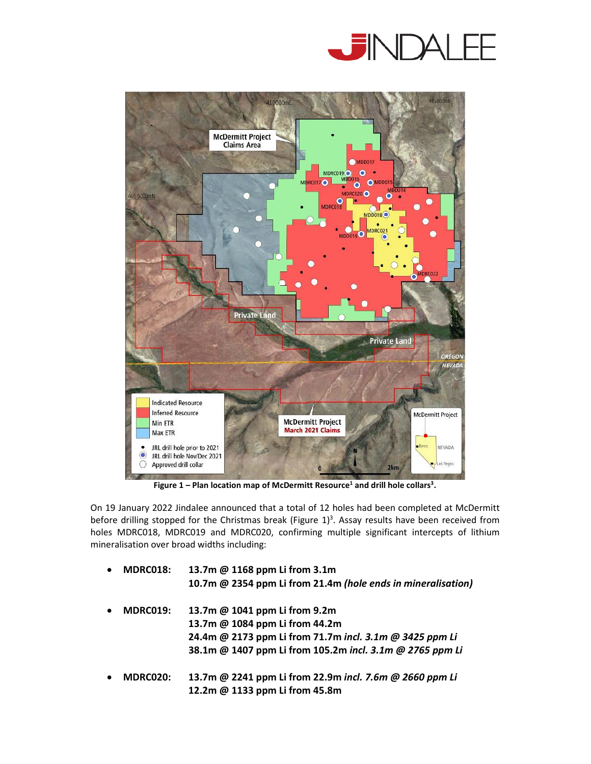**Figure 1 – Plan location map of McDermitt Resource[1] and drill hole collars[3].**

On 19 January 2022 Jindalee announced that a total of 12 holes had been completed at McDermitt before drilling stopped for the Christmas break (Figure 1)[3]. Assay results have been received from holes MDRC018, MDRC019 and MDRC020, confirming multiple significant intercepts of lithium mineralisation over broad widths including:

- **MDRC018: 13.7m @ 1168 ppm Li from 3.1m**
  **10.7m @ 2354 ppm Li from 21.4m *(hole ends in mineralisation)***
- **MDRC019: 13.7m @ 1041 ppm Li from 9.2m**
  **13.7m @ 1084 ppm Li from 44.2m**
  **24.4m @ 2173 ppm Li from 71.7m *incl. 3.1m @ 3425 ppm Li***
  **38.1m @ 1407 ppm Li from 105.2m *incl. 3.1m @ 2765 ppm Li***
- **MDRC020: 13.7m @ 2241 ppm Li from 22.9m *incl. 7.6m @ 2660 ppm Li***
  **12.2m @ 1133 ppm Li from 45.8m**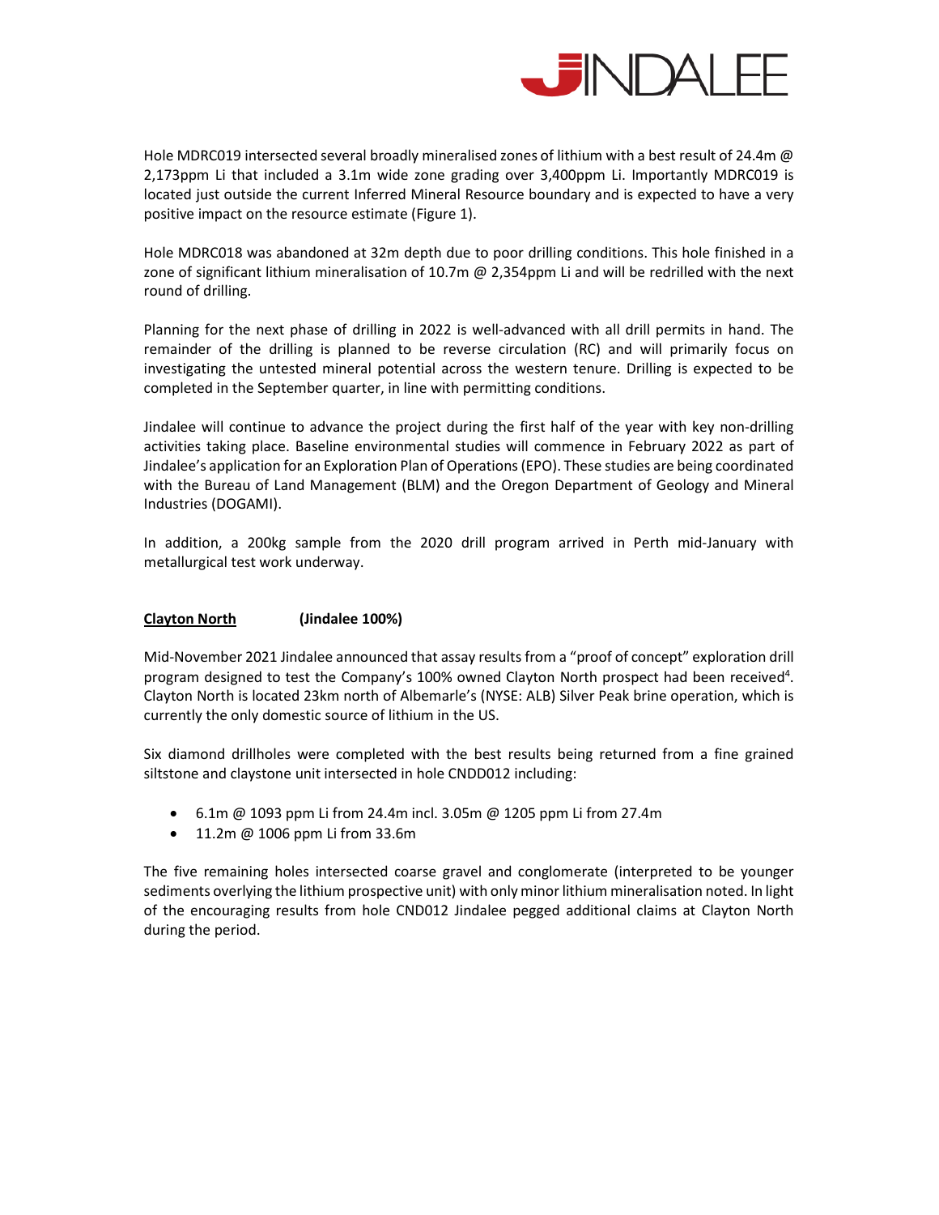Hole MDRC019 intersected several broadly mineralised zones of lithium with a best result of 24.4m @ 2,173ppm Li that included a 3.1m wide zone grading over 3,400ppm Li. Importantly MDRC019 is located just outside the current Inferred Mineral Resource boundary and is expected to have a very positive impact on the resource estimate (Figure 1).

Hole MDRC018 was abandoned at 32m depth due to poor drilling conditions. This hole finished in a zone of significant lithium mineralisation of 10.7m @ 2,354ppm Li and will be redrilled with the next round of drilling.

Planning for the next phase of drilling in 2022 is well-advanced with all drill permits in hand. The remainder of the drilling is planned to be reverse circulation (RC) and will primarily focus on investigating the untested mineral potential across the western tenure. Drilling is expected to be completed in the September quarter, in line with permitting conditions.

Jindalee will continue to advance the project during the first half of the year with key non-drilling activities taking place. Baseline environmental studies will commence in February 2022 as part of Jindalee's application for an Exploration Plan of Operations (EPO). These studies are being coordinated with the Bureau of Land Management (BLM) and the Oregon Department of Geology and Mineral Industries (DOGAMI).

In addition, a 200kg sample from the 2020 drill program arrived in Perth mid-January with metallurgical test work underway.

**Clayton North** **(Jindalee 100%)**

Mid-November 2021 Jindalee announced that assay results from a "proof of concept" exploration drill program designed to test the Company's 100% owned Clayton North prospect had been received[4]. Clayton North is located 23km north of Albemarle's (NYSE: ALB) Silver Peak brine operation, which is currently the only domestic source of lithium in the US.

Six diamond drillholes were completed with the best results being returned from a fine grained siltstone and claystone unit intersected in hole CNDD012 including:

- 6.1m @ 1093 ppm Li from 24.4m incl. 3.05m @ 1205 ppm Li from 27.4m
- 11.2m @ 1006 ppm Li from 33.6m

The five remaining holes intersected coarse gravel and conglomerate (interpreted to be younger sediments overlying the lithium prospective unit) with only minor lithium mineralisation noted. In light of the encouraging results from hole CND012 Jindalee pegged additional claims at Clayton North during the period.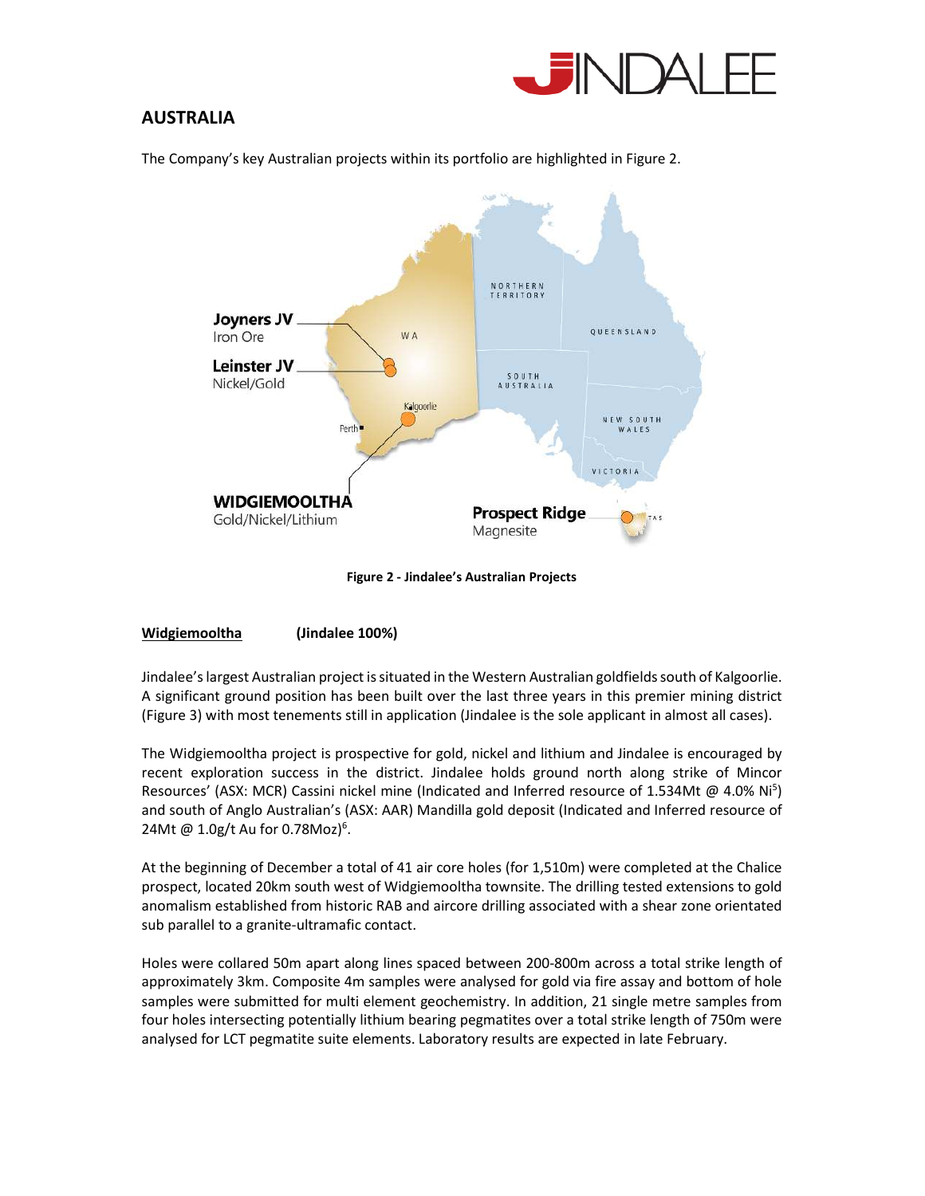## AUSTRALIA

The Company's key Australian projects within its portfolio are highlighted in Figure 2.

**Figure 2 - Jindalee's Australian Projects**

**Widgiemooltha (Jindalee 100%)**

Jindalee's largest Australian project is situated in the Western Australian goldfields south of Kalgoorlie. A significant ground position has been built over the last three years in this premier mining district (Figure 3) with most tenements still in application (Jindalee is the sole applicant in almost all cases).

The Widgiemooltha project is prospective for gold, nickel and lithium and Jindalee is encouraged by recent exploration success in the district. Jindalee holds ground north along strike of Mincor Resources' (ASX: MCR) Cassini nickel mine (Indicated and Inferred resource of 1.534Mt @ 4.0% Ni[5]) and south of Anglo Australian's (ASX: AAR) Mandilla gold deposit (Indicated and Inferred resource of 24Mt @ 1.0g/t Au for 0.78Moz)[6].

At the beginning of December a total of 41 air core holes (for 1,510m) were completed at the Chalice prospect, located 20km south west of Widgiemooltha townsite. The drilling tested extensions to gold anomalism established from historic RAB and aircore drilling associated with a shear zone orientated sub parallel to a granite-ultramafic contact.

Holes were collared 50m apart along lines spaced between 200-800m across a total strike length of approximately 3km. Composite 4m samples were analysed for gold via fire assay and bottom of hole samples were submitted for multi element geochemistry. In addition, 21 single metre samples from four holes intersecting potentially lithium bearing pegmatites over a total strike length of 750m were analysed for LCT pegmatite suite elements. Laboratory results are expected in late February.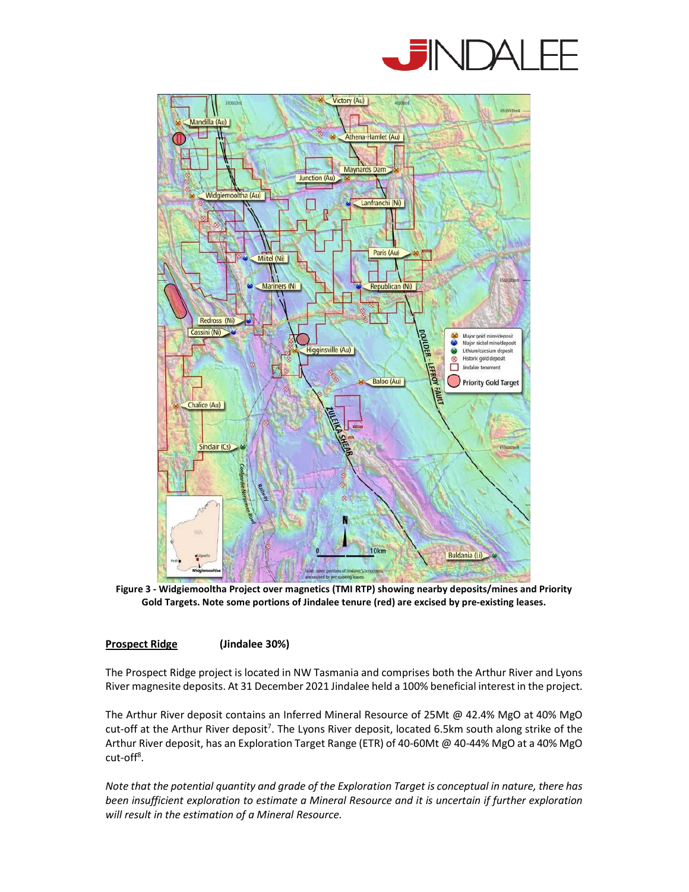**Figure 3 - Widgiemooltha Project over magnetics (TMI RTP) showing nearby deposits/mines and Priority Gold Targets. Note some portions of Jindalee tenure (red) are excised by pre-existing leases.**

**Prospect Ridge** **(Jindalee 30%)**

The Prospect Ridge project is located in NW Tasmania and comprises both the Arthur River and Lyons River magnesite deposits. At 31 December 2021 Jindalee held a 100% beneficial interest in the project.

The Arthur River deposit contains an Inferred Mineral Resource of 25Mt @ 42.4% MgO at 40% MgO cut-off at the Arthur River deposit[7]. The Lyons River deposit, located 6.5km south along strike of the Arthur River deposit, has an Exploration Target Range (ETR) of 40-60Mt @ 40-44% MgO at a 40% MgO cut-off[8].

*Note that the potential quantity and grade of the Exploration Target is conceptual in nature, there has been insufficient exploration to estimate a Mineral Resource and it is uncertain if further exploration will result in the estimation of a Mineral Resource.*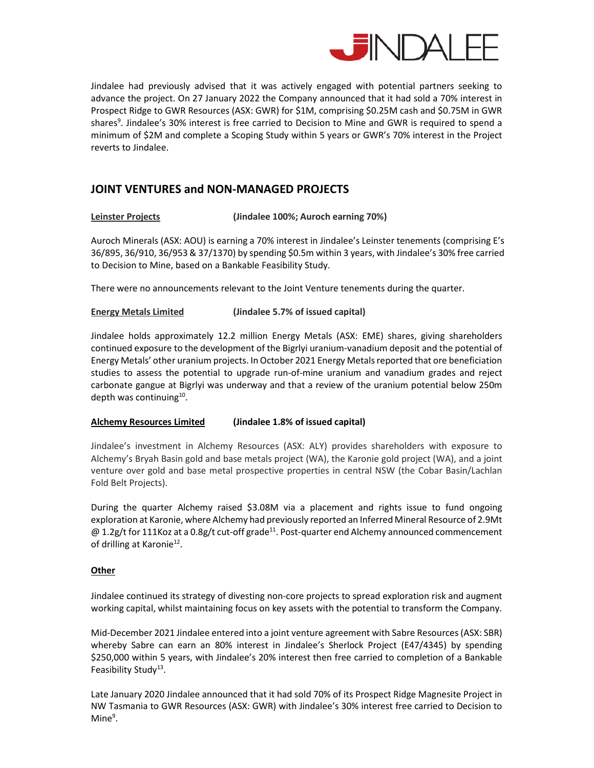Jindalee had previously advised that it was actively engaged with potential partners seeking to advance the project. On 27 January 2022 the Company announced that it had sold a 70% interest in Prospect Ridge to GWR Resources (ASX: GWR) for $1M, comprising $0.25M cash and $0.75M in GWR shares[9]. Jindalee's 30% interest is free carried to Decision to Mine and GWR is required to spend a minimum of $2M and complete a Scoping Study within 5 years or GWR's 70% interest in the Project reverts to Jindalee.

## JOINT VENTURES and NON-MANAGED PROJECTS

**Leinster Projects** **(Jindalee 100%; Auroch earning 70%)**

Auroch Minerals (ASX: AOU) is earning a 70% interest in Jindalee's Leinster tenements (comprising E's 36/895, 36/910, 36/953 & 37/1370) by spending $0.5m within 3 years, with Jindalee's 30% free carried to Decision to Mine, based on a Bankable Feasibility Study.

There were no announcements relevant to the Joint Venture tenements during the quarter.

**Energy Metals Limited** **(Jindalee 5.7% of issued capital)**

Jindalee holds approximately 12.2 million Energy Metals (ASX: EME) shares, giving shareholders continued exposure to the development of the Bigrlyi uranium-vanadium deposit and the potential of Energy Metals' other uranium projects. In October 2021 Energy Metals reported that ore beneficiation studies to assess the potential to upgrade run-of-mine uranium and vanadium grades and reject carbonate gangue at Bigrlyi was underway and that a review of the uranium potential below 250m depth was continuing[10].

**Alchemy Resources Limited** **(Jindalee 1.8% of issued capital)**

Jindalee's investment in Alchemy Resources (ASX: ALY) provides shareholders with exposure to Alchemy's Bryah Basin gold and base metals project (WA), the Karonie gold project (WA), and a joint venture over gold and base metal prospective properties in central NSW (the Cobar Basin/Lachlan Fold Belt Projects).

During the quarter Alchemy raised $3.08M via a placement and rights issue to fund ongoing exploration at Karonie, where Alchemy had previously reported an Inferred Mineral Resource of 2.9Mt @ 1.2g/t for 111Koz at a 0.8g/t cut-off grade[11]. Post-quarter end Alchemy announced commencement of drilling at Karonie[12].

**Other**

Jindalee continued its strategy of divesting non-core projects to spread exploration risk and augment working capital, whilst maintaining focus on key assets with the potential to transform the Company.

Mid-December 2021 Jindalee entered into a joint venture agreement with Sabre Resources (ASX: SBR) whereby Sabre can earn an 80% interest in Jindalee's Sherlock Project (E47/4345) by spending $250,000 within 5 years, with Jindalee's 20% interest then free carried to completion of a Bankable Feasibility Study[13].

Late January 2020 Jindalee announced that it had sold 70% of its Prospect Ridge Magnesite Project in NW Tasmania to GWR Resources (ASX: GWR) with Jindalee's 30% interest free carried to Decision to Mine[9].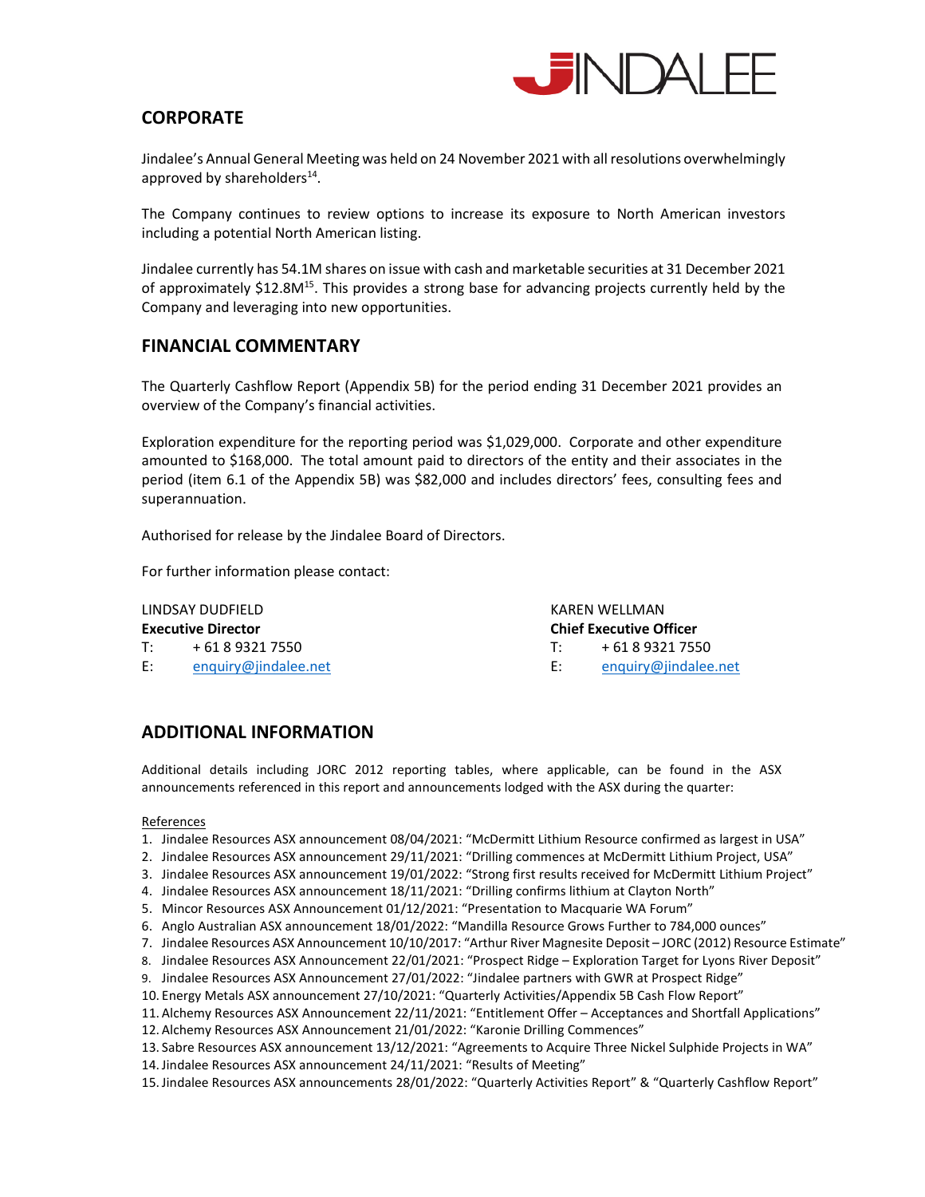## CORPORATE

Jindalee's Annual General Meeting was held on 24 November 2021 with all resolutions overwhelmingly approved by shareholders[14].

The Company continues to review options to increase its exposure to North American investors including a potential North American listing.

Jindalee currently has 54.1M shares on issue with cash and marketable securities at 31 December 2021 of approximately \$12.8M[15]. This provides a strong base for advancing projects currently held by the Company and leveraging into new opportunities.

## FINANCIAL COMMENTARY

The Quarterly Cashflow Report (Appendix 5B) for the period ending 31 December 2021 provides an overview of the Company's financial activities.

Exploration expenditure for the reporting period was \$1,029,000. Corporate and other expenditure amounted to \$168,000. The total amount paid to directors of the entity and their associates in the period (item 6.1 of the Appendix 5B) was \$82,000 and includes directors' fees, consulting fees and superannuation.

Authorised for release by the Jindalee Board of Directors.

For further information please contact:

LINDSAY DUDFIELD
**Executive Director**
T: + 61 8 9321 7550
E: enquiry@jindalee.net

KAREN WELLMAN
**Chief Executive Officer**
T: + 61 8 9321 7550
E: enquiry@jindalee.net

## ADDITIONAL INFORMATION

Additional details including JORC 2012 reporting tables, where applicable, can be found in the ASX announcements referenced in this report and announcements lodged with the ASX during the quarter:

References

1. Jindalee Resources ASX announcement 08/04/2021: "McDermitt Lithium Resource confirmed as largest in USA"
2. Jindalee Resources ASX announcement 29/11/2021: "Drilling commences at McDermitt Lithium Project, USA"
3. Jindalee Resources ASX announcement 19/01/2022: "Strong first results received for McDermitt Lithium Project"
4. Jindalee Resources ASX announcement 18/11/2021: "Drilling confirms lithium at Clayton North"
5. Mincor Resources ASX Announcement 01/12/2021: "Presentation to Macquarie WA Forum"
6. Anglo Australian ASX announcement 18/01/2022: "Mandilla Resource Grows Further to 784,000 ounces"
7. Jindalee Resources ASX Announcement 10/10/2017: "Arthur River Magnesite Deposit – JORC (2012) Resource Estimate"
8. Jindalee Resources ASX Announcement 22/01/2021: "Prospect Ridge – Exploration Target for Lyons River Deposit"
9. Jindalee Resources ASX Announcement 27/01/2022: "Jindalee partners with GWR at Prospect Ridge"
10. Energy Metals ASX announcement 27/10/2021: "Quarterly Activities/Appendix 5B Cash Flow Report"
11. Alchemy Resources ASX Announcement 22/11/2021: "Entitlement Offer – Acceptances and Shortfall Applications"
12. Alchemy Resources ASX Announcement 21/01/2022: "Karonie Drilling Commences"
13. Sabre Resources ASX announcement 13/12/2021: "Agreements to Acquire Three Nickel Sulphide Projects in WA"
14. Jindalee Resources ASX announcement 24/11/2021: "Results of Meeting"
15. Jindalee Resources ASX announcements 28/01/2022: "Quarterly Activities Report" & "Quarterly Cashflow Report"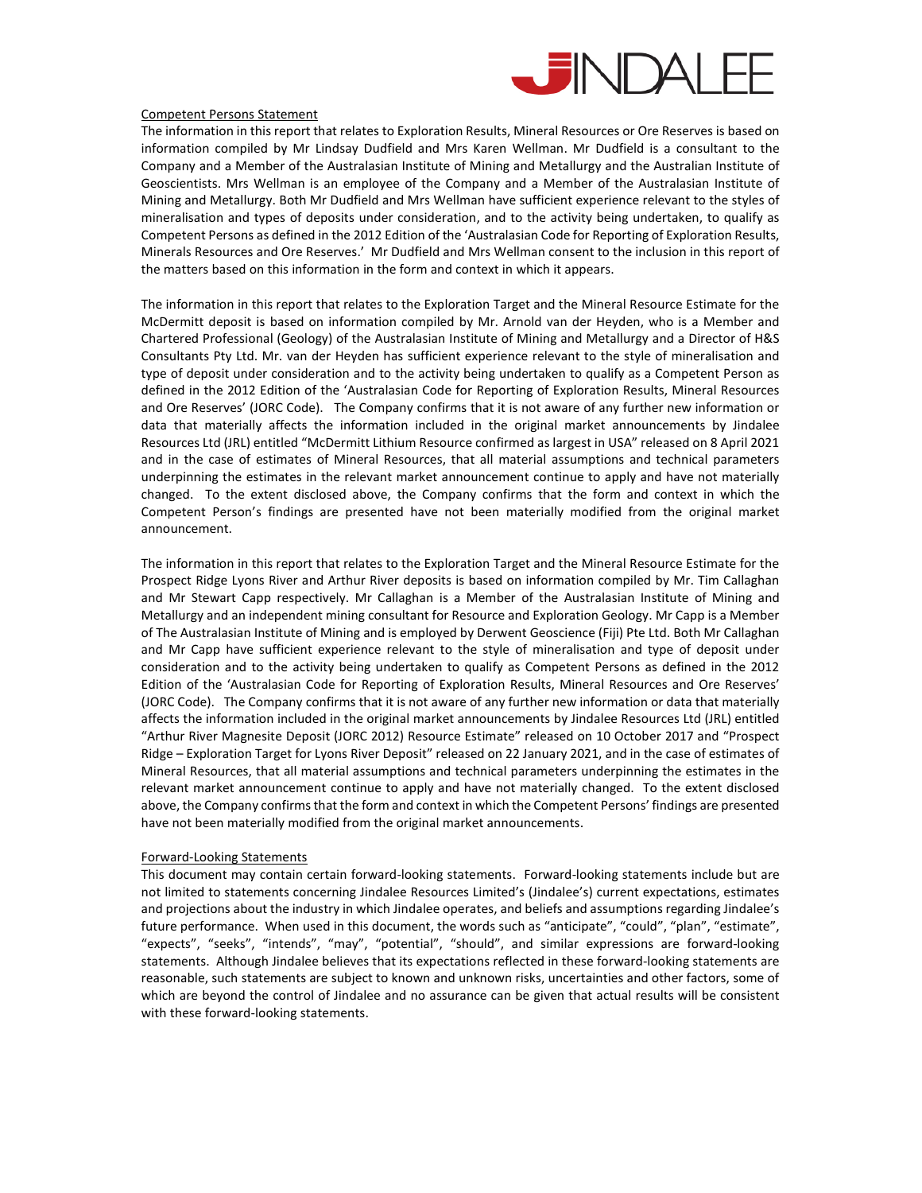Competent Persons Statement

The information in this report that relates to Exploration Results, Mineral Resources or Ore Reserves is based on information compiled by Mr Lindsay Dudfield and Mrs Karen Wellman. Mr Dudfield is a consultant to the Company and a Member of the Australasian Institute of Mining and Metallurgy and the Australian Institute of Geoscientists. Mrs Wellman is an employee of the Company and a Member of the Australasian Institute of Mining and Metallurgy. Both Mr Dudfield and Mrs Wellman have sufficient experience relevant to the styles of mineralisation and types of deposits under consideration, and to the activity being undertaken, to qualify as Competent Persons as defined in the 2012 Edition of the 'Australasian Code for Reporting of Exploration Results, Minerals Resources and Ore Reserves.' Mr Dudfield and Mrs Wellman consent to the inclusion in this report of the matters based on this information in the form and context in which it appears.

The information in this report that relates to the Exploration Target and the Mineral Resource Estimate for the McDermitt deposit is based on information compiled by Mr. Arnold van der Heyden, who is a Member and Chartered Professional (Geology) of the Australasian Institute of Mining and Metallurgy and a Director of H&S Consultants Pty Ltd. Mr. van der Heyden has sufficient experience relevant to the style of mineralisation and type of deposit under consideration and to the activity being undertaken to qualify as a Competent Person as defined in the 2012 Edition of the 'Australasian Code for Reporting of Exploration Results, Mineral Resources and Ore Reserves' (JORC Code). The Company confirms that it is not aware of any further new information or data that materially affects the information included in the original market announcements by Jindalee Resources Ltd (JRL) entitled "McDermitt Lithium Resource confirmed as largest in USA" released on 8 April 2021 and in the case of estimates of Mineral Resources, that all material assumptions and technical parameters underpinning the estimates in the relevant market announcement continue to apply and have not materially changed. To the extent disclosed above, the Company confirms that the form and context in which the Competent Person's findings are presented have not been materially modified from the original market announcement.

The information in this report that relates to the Exploration Target and the Mineral Resource Estimate for the Prospect Ridge Lyons River and Arthur River deposits is based on information compiled by Mr. Tim Callaghan and Mr Stewart Capp respectively. Mr Callaghan is a Member of the Australasian Institute of Mining and Metallurgy and an independent mining consultant for Resource and Exploration Geology. Mr Capp is a Member of The Australasian Institute of Mining and is employed by Derwent Geoscience (Fiji) Pte Ltd. Both Mr Callaghan and Mr Capp have sufficient experience relevant to the style of mineralisation and type of deposit under consideration and to the activity being undertaken to qualify as Competent Persons as defined in the 2012 Edition of the 'Australasian Code for Reporting of Exploration Results, Mineral Resources and Ore Reserves' (JORC Code). The Company confirms that it is not aware of any further new information or data that materially affects the information included in the original market announcements by Jindalee Resources Ltd (JRL) entitled "Arthur River Magnesite Deposit (JORC 2012) Resource Estimate" released on 10 October 2017 and "Prospect Ridge – Exploration Target for Lyons River Deposit" released on 22 January 2021, and in the case of estimates of Mineral Resources, that all material assumptions and technical parameters underpinning the estimates in the relevant market announcement continue to apply and have not materially changed. To the extent disclosed above, the Company confirms that the form and context in which the Competent Persons' findings are presented have not been materially modified from the original market announcements.

Forward-Looking Statements

This document may contain certain forward-looking statements. Forward-looking statements include but are not limited to statements concerning Jindalee Resources Limited's (Jindalee's) current expectations, estimates and projections about the industry in which Jindalee operates, and beliefs and assumptions regarding Jindalee's future performance. When used in this document, the words such as "anticipate", "could", "plan", "estimate", "expects", "seeks", "intends", "may", "potential", "should", and similar expressions are forward-looking statements. Although Jindalee believes that its expectations reflected in these forward-looking statements are reasonable, such statements are subject to known and unknown risks, uncertainties and other factors, some of which are beyond the control of Jindalee and no assurance can be given that actual results will be consistent with these forward-looking statements.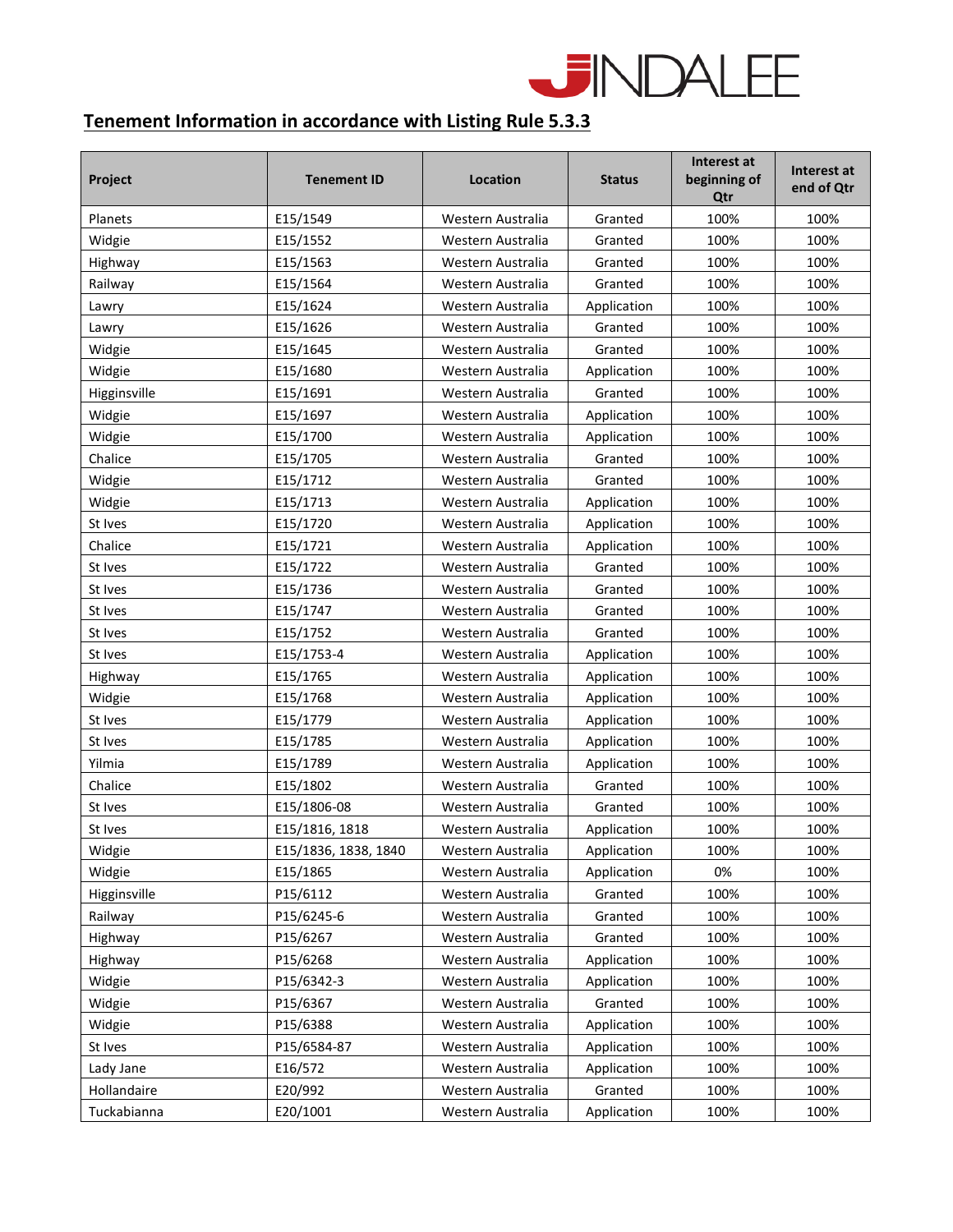## Tenement Information in accordance with Listing Rule 5.3.3

| Project | Tenement ID | Location | Status | Interest at beginning of Qtr | Interest at end of Qtr |
|---|---|---|---|---|---|
| Planets | E15/1549 | Western Australia | Granted | 100% | 100% |
| Widgie | E15/1552 | Western Australia | Granted | 100% | 100% |
| Highway | E15/1563 | Western Australia | Granted | 100% | 100% |
| Railway | E15/1564 | Western Australia | Granted | 100% | 100% |
| Lawry | E15/1624 | Western Australia | Application | 100% | 100% |
| Lawry | E15/1626 | Western Australia | Granted | 100% | 100% |
| Widgie | E15/1645 | Western Australia | Granted | 100% | 100% |
| Widgie | E15/1680 | Western Australia | Application | 100% | 100% |
| Higginsville | E15/1691 | Western Australia | Granted | 100% | 100% |
| Widgie | E15/1697 | Western Australia | Application | 100% | 100% |
| Widgie | E15/1700 | Western Australia | Application | 100% | 100% |
| Chalice | E15/1705 | Western Australia | Granted | 100% | 100% |
| Widgie | E15/1712 | Western Australia | Granted | 100% | 100% |
| Widgie | E15/1713 | Western Australia | Application | 100% | 100% |
| St Ives | E15/1720 | Western Australia | Application | 100% | 100% |
| Chalice | E15/1721 | Western Australia | Application | 100% | 100% |
| St Ives | E15/1722 | Western Australia | Granted | 100% | 100% |
| St Ives | E15/1736 | Western Australia | Granted | 100% | 100% |
| St Ives | E15/1747 | Western Australia | Granted | 100% | 100% |
| St Ives | E15/1752 | Western Australia | Granted | 100% | 100% |
| St Ives | E15/1753-4 | Western Australia | Application | 100% | 100% |
| Highway | E15/1765 | Western Australia | Application | 100% | 100% |
| Widgie | E15/1768 | Western Australia | Application | 100% | 100% |
| St Ives | E15/1779 | Western Australia | Application | 100% | 100% |
| St Ives | E15/1785 | Western Australia | Application | 100% | 100% |
| Yilmia | E15/1789 | Western Australia | Application | 100% | 100% |
| Chalice | E15/1802 | Western Australia | Granted | 100% | 100% |
| St Ives | E15/1806-08 | Western Australia | Granted | 100% | 100% |
| St Ives | E15/1816, 1818 | Western Australia | Application | 100% | 100% |
| Widgie | E15/1836, 1838, 1840 | Western Australia | Application | 100% | 100% |
| Widgie | E15/1865 | Western Australia | Application | 0% | 100% |
| Higginsville | P15/6112 | Western Australia | Granted | 100% | 100% |
| Railway | P15/6245-6 | Western Australia | Granted | 100% | 100% |
| Highway | P15/6267 | Western Australia | Granted | 100% | 100% |
| Highway | P15/6268 | Western Australia | Application | 100% | 100% |
| Widgie | P15/6342-3 | Western Australia | Application | 100% | 100% |
| Widgie | P15/6367 | Western Australia | Granted | 100% | 100% |
| Widgie | P15/6388 | Western Australia | Application | 100% | 100% |
| St Ives | P15/6584-87 | Western Australia | Application | 100% | 100% |
| Lady Jane | E16/572 | Western Australia | Application | 100% | 100% |
| Hollandaire | E20/992 | Western Australia | Granted | 100% | 100% |
| Tuckabianna | E20/1001 | Western Australia | Application | 100% | 100% |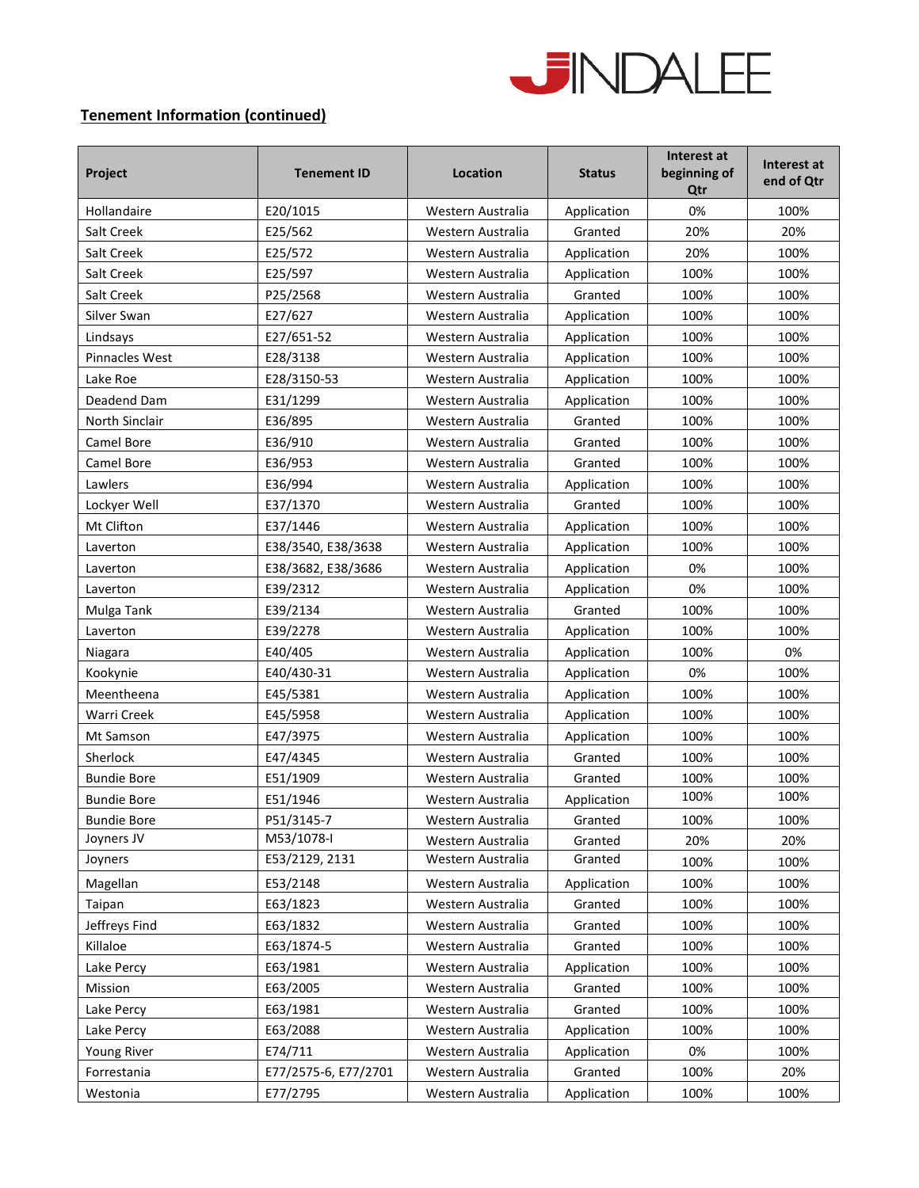## Tenement Information (continued)

| Project | Tenement ID | Location | Status | Interest at beginning of Qtr | Interest at end of Qtr |
|---|---|---|---|---|---|
| Hollandaire | E20/1015 | Western Australia | Application | 0% | 100% |
| Salt Creek | E25/562 | Western Australia | Granted | 20% | 20% |
| Salt Creek | E25/572 | Western Australia | Application | 20% | 100% |
| Salt Creek | E25/597 | Western Australia | Application | 100% | 100% |
| Salt Creek | P25/2568 | Western Australia | Granted | 100% | 100% |
| Silver Swan | E27/627 | Western Australia | Application | 100% | 100% |
| Lindsays | E27/651-52 | Western Australia | Application | 100% | 100% |
| Pinnacles West | E28/3138 | Western Australia | Application | 100% | 100% |
| Lake Roe | E28/3150-53 | Western Australia | Application | 100% | 100% |
| Deadend Dam | E31/1299 | Western Australia | Application | 100% | 100% |
| North Sinclair | E36/895 | Western Australia | Granted | 100% | 100% |
| Camel Bore | E36/910 | Western Australia | Granted | 100% | 100% |
| Camel Bore | E36/953 | Western Australia | Granted | 100% | 100% |
| Lawlers | E36/994 | Western Australia | Application | 100% | 100% |
| Lockyer Well | E37/1370 | Western Australia | Granted | 100% | 100% |
| Mt Clifton | E37/1446 | Western Australia | Application | 100% | 100% |
| Laverton | E38/3540, E38/3638 | Western Australia | Application | 100% | 100% |
| Laverton | E38/3682, E38/3686 | Western Australia | Application | 0% | 100% |
| Laverton | E39/2312 | Western Australia | Application | 0% | 100% |
| Mulga Tank | E39/2134 | Western Australia | Granted | 100% | 100% |
| Laverton | E39/2278 | Western Australia | Application | 100% | 100% |
| Niagara | E40/405 | Western Australia | Application | 100% | 0% |
| Kookynie | E40/430-31 | Western Australia | Application | 0% | 100% |
| Meentheena | E45/5381 | Western Australia | Application | 100% | 100% |
| Warri Creek | E45/5958 | Western Australia | Application | 100% | 100% |
| Mt Samson | E47/3975 | Western Australia | Application | 100% | 100% |
| Sherlock | E47/4345 | Western Australia | Granted | 100% | 100% |
| Bundie Bore | E51/1909 | Western Australia | Granted | 100% | 100% |
| Bundie Bore | E51/1946 | Western Australia | Application | 100% | 100% |
| Bundie Bore | P51/3145-7 | Western Australia | Granted | 100% | 100% |
| Joyners JV | M53/1078-I | Western Australia | Granted | 20% | 20% |
| Joyners | E53/2129, 2131 | Western Australia | Granted | 100% | 100% |
| Magellan | E53/2148 | Western Australia | Application | 100% | 100% |
| Taipan | E63/1823 | Western Australia | Granted | 100% | 100% |
| Jeffreys Find | E63/1832 | Western Australia | Granted | 100% | 100% |
| Killaloe | E63/1874-5 | Western Australia | Granted | 100% | 100% |
| Lake Percy | E63/1981 | Western Australia | Application | 100% | 100% |
| Mission | E63/2005 | Western Australia | Granted | 100% | 100% |
| Lake Percy | E63/1981 | Western Australia | Granted | 100% | 100% |
| Lake Percy | E63/2088 | Western Australia | Application | 100% | 100% |
| Young River | E74/711 | Western Australia | Application | 0% | 100% |
| Forrestania | E77/2575-6, E77/2701 | Western Australia | Granted | 100% | 20% |
| Westonia | E77/2795 | Western Australia | Application | 100% | 100% |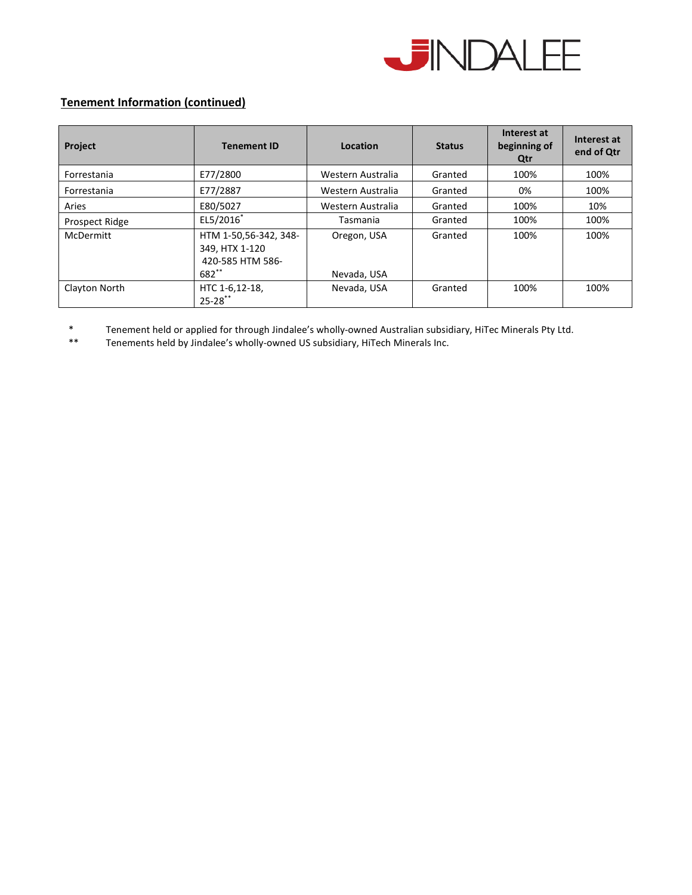## Tenement Information (continued)

| Project | Tenement ID | Location | Status | Interest at beginning of Qtr | Interest at end of Qtr |
|---|---|---|---|---|---|
| Forrestania | E77/2800 | Western Australia | Granted | 100% | 100% |
| Forrestania | E77/2887 | Western Australia | Granted | 0% | 100% |
| Aries | E80/5027 | Western Australia | Granted | 100% | 10% |
| Prospect Ridge | EL5/2016* | Tasmania | Granted | 100% | 100% |
| McDermitt | HTM 1-50,56-342, 348-349, HTX 1-120 420-585 HTM 586-682** | Oregon, USA<br><br>Nevada, USA | Granted | 100% | 100% |
| Clayton North | HTC 1-6,12-18, 25-28** | Nevada, USA | Granted | 100% | 100% |

\* Tenement held or applied for through Jindalee's wholly-owned Australian subsidiary, HiTec Minerals Pty Ltd.

** Tenements held by Jindalee's wholly-owned US subsidiary, HiTech Minerals Inc.